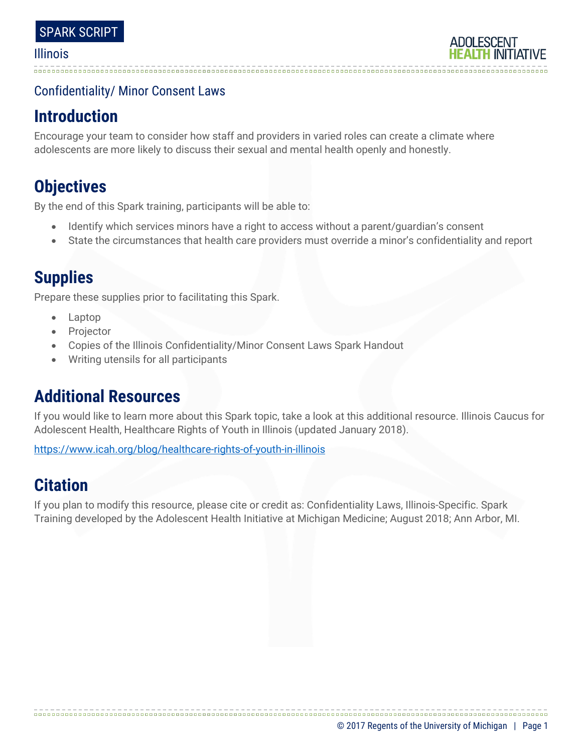SPARK SCRIPT

Illinois

Confidentiality/ Minor Consent Laws

## Introduction

Encourage your team to consider how staff and providers in varied roles can create a climate where adolescents are more likely to discuss their sexual and mental health openly and honestly.

## Objectives

By the end of this Spark training, participants will be able to:

- Identify which services minors have a right to access without a parent/guardian's consent
- State the circumstances that health care providers must override a minor's confidentiality and report

## Supplies

Prepare these supplies prior to facilitating this Spark.

- Laptop
- Projector
- Copies of the Illinois Confidentiality/Minor Consent Laws Spark Handout
- Writing utensils for all participants

## Additional Resources

If you would like to learn more about this Spark topic, take a look at this additional resource. Illinois Caucus for Adolescent Health, Healthcare Rights of Youth in Illinois (updated January 2018).

https://www.icah.org/blog/healthcare-rights-of-youth-in-illinois

## Citation

If you plan to modify this resource, please cite or credit as: Confidentiality Laws, Illinois-Specific. Spark Training developed by the Adolescent Health Initiative at Michigan Medicine; August 2018; Ann Arbor, MI.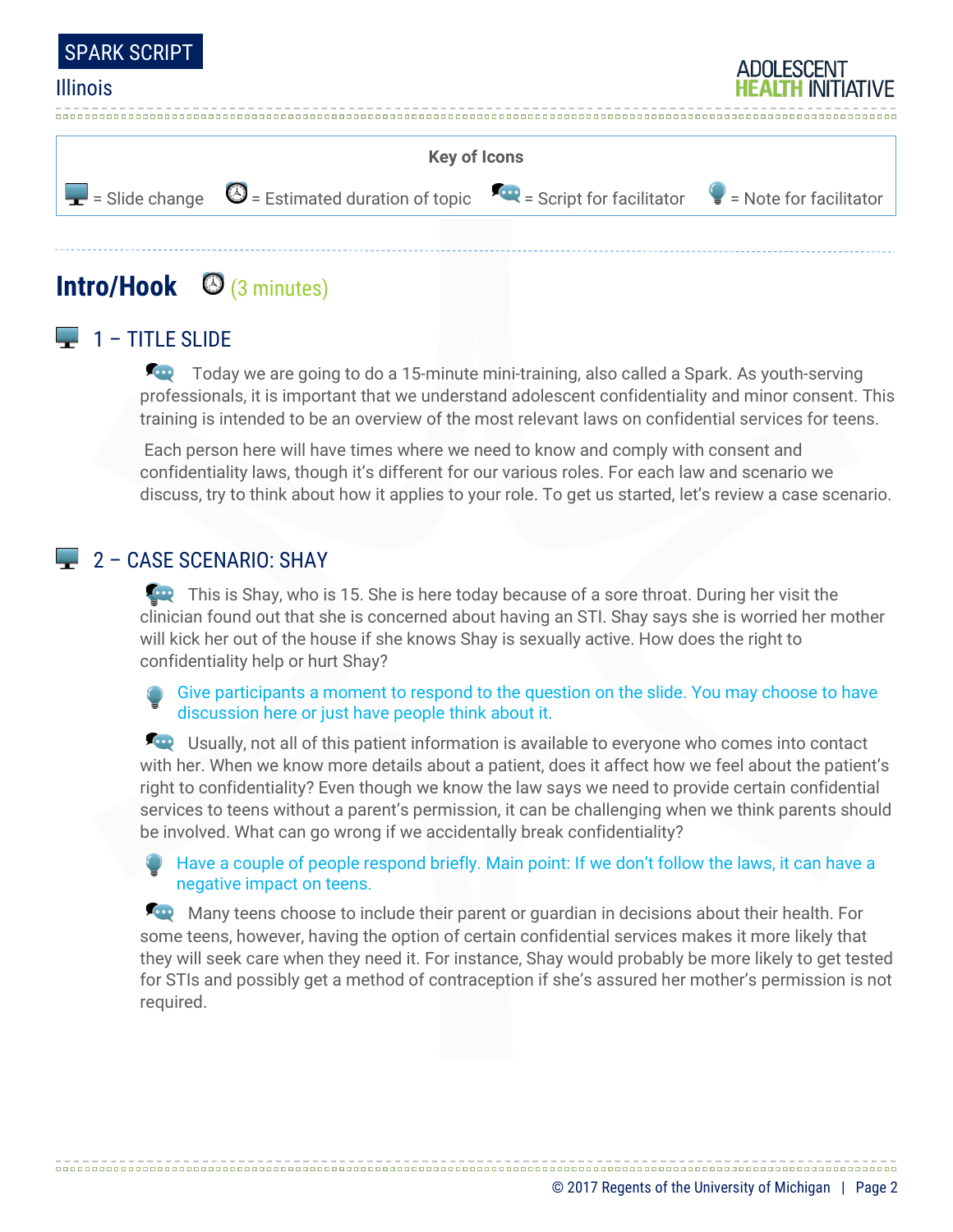SPARK SCRIPT

Illinois

ADOLESCENT HEALTH INITIATIVE

**Key of Icons**

= Slide change = Estimated duration of topic = Script for facilitator = Note for facilitator

## Intro/Hook (3 minutes)

### 1 – TITLE SLIDE

Today we are going to do a 15-minute mini-training, also called a Spark. As youth-serving professionals, it is important that we understand adolescent confidentiality and minor consent. This training is intended to be an overview of the most relevant laws on confidential services for teens.

Each person here will have times where we need to know and comply with consent and confidentiality laws, though it's different for our various roles. For each law and scenario we discuss, try to think about how it applies to your role. To get us started, let's review a case scenario.

### 2 – CASE SCENARIO: SHAY

This is Shay, who is 15. She is here today because of a sore throat. During her visit the clinician found out that she is concerned about having an STI. Shay says she is worried her mother will kick her out of the house if she knows Shay is sexually active. How does the right to confidentiality help or hurt Shay?

Give participants a moment to respond to the question on the slide. You may choose to have discussion here or just have people think about it.

Usually, not all of this patient information is available to everyone who comes into contact with her. When we know more details about a patient, does it affect how we feel about the patient's right to confidentiality? Even though we know the law says we need to provide certain confidential services to teens without a parent's permission, it can be challenging when we think parents should be involved. What can go wrong if we accidentally break confidentiality?

Have a couple of people respond briefly. Main point: If we don't follow the laws, it can have a negative impact on teens.

Many teens choose to include their parent or guardian in decisions about their health. For some teens, however, having the option of certain confidential services makes it more likely that they will seek care when they need it. For instance, Shay would probably be more likely to get tested for STIs and possibly get a method of contraception if she's assured her mother's permission is not required.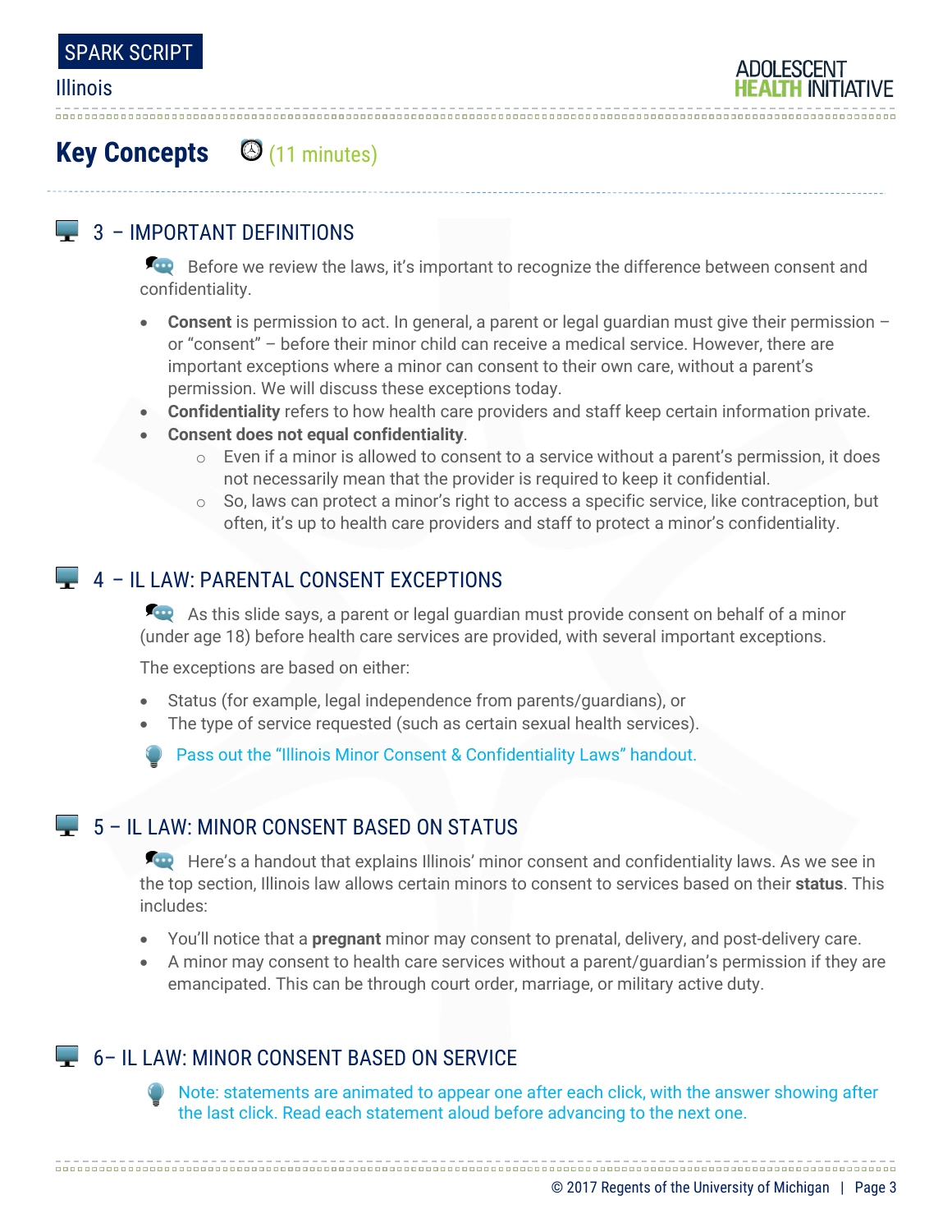## Key Concepts (11 minutes)

### 3 – IMPORTANT DEFINITIONS

Before we review the laws, it's important to recognize the difference between consent and confidentiality.

- **Consent** is permission to act. In general, a parent or legal guardian must give their permission – or "consent" – before their minor child can receive a medical service. However, there are important exceptions where a minor can consent to their own care, without a parent's permission. We will discuss these exceptions today.
- **Confidentiality** refers to how health care providers and staff keep certain information private.
- **Consent does not equal confidentiality**.
  - Even if a minor is allowed to consent to a service without a parent's permission, it does not necessarily mean that the provider is required to keep it confidential.
  - So, laws can protect a minor's right to access a specific service, like contraception, but often, it's up to health care providers and staff to protect a minor's confidentiality.

### 4 – IL LAW: PARENTAL CONSENT EXCEPTIONS

As this slide says, a parent or legal guardian must provide consent on behalf of a minor (under age 18) before health care services are provided, with several important exceptions.

The exceptions are based on either:

- Status (for example, legal independence from parents/guardians), or
- The type of service requested (such as certain sexual health services).

Pass out the "Illinois Minor Consent & Confidentiality Laws" handout.

### 5 – IL LAW: MINOR CONSENT BASED ON STATUS

Here's a handout that explains Illinois' minor consent and confidentiality laws. As we see in the top section, Illinois law allows certain minors to consent to services based on their **status**. This includes:

- You'll notice that a **pregnant** minor may consent to prenatal, delivery, and post-delivery care.
- A minor may consent to health care services without a parent/guardian's permission if they are emancipated. This can be through court order, marriage, or military active duty.

### 6– IL LAW: MINOR CONSENT BASED ON SERVICE

Note: statements are animated to appear one after each click, with the answer showing after the last click. Read each statement aloud before advancing to the next one.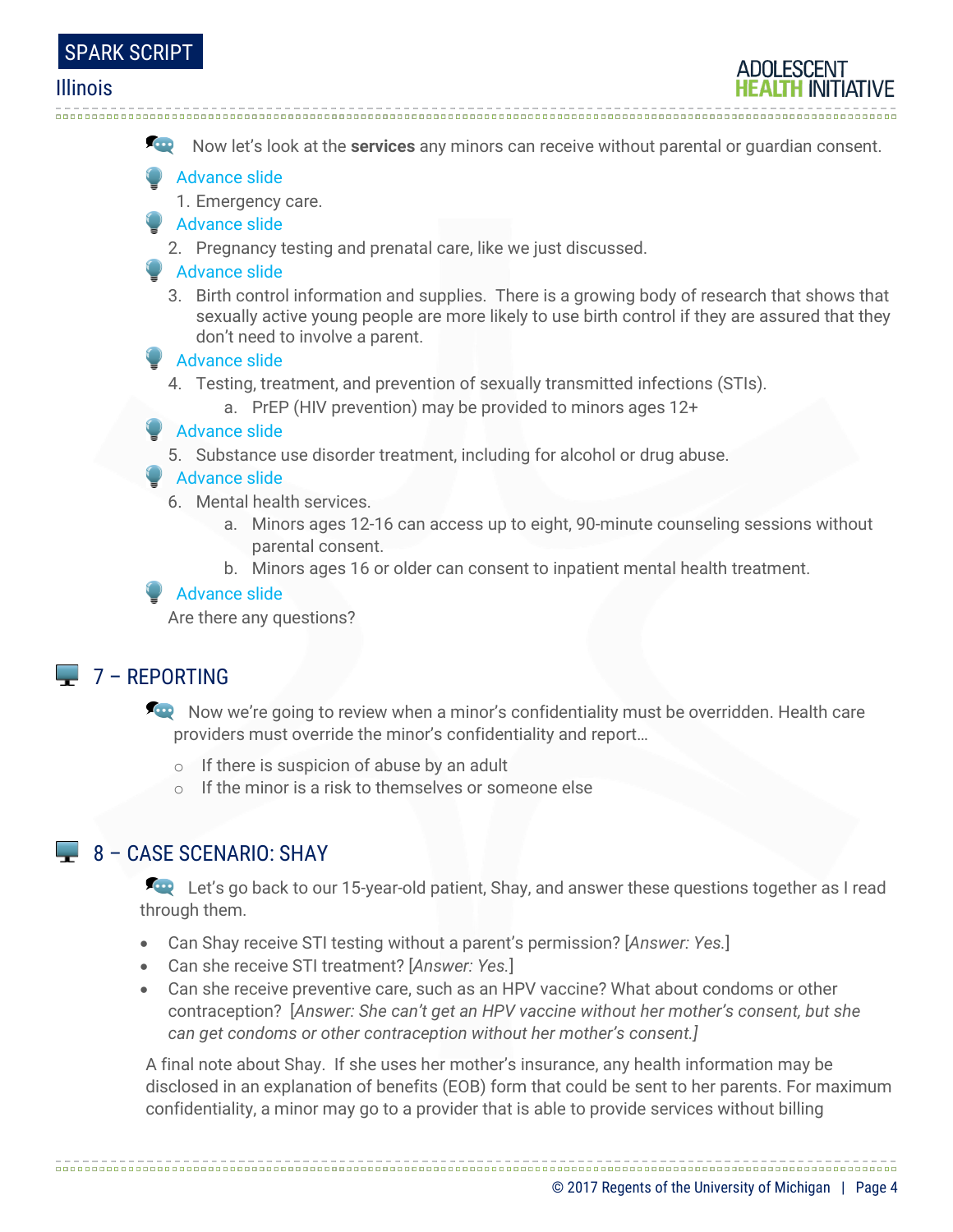Now let's look at the **services** any minors can receive without parental or guardian consent.

Advance slide

1. Emergency care.

Advance slide

2. Pregnancy testing and prenatal care, like we just discussed.

Advance slide

3. Birth control information and supplies. There is a growing body of research that shows that sexually active young people are more likely to use birth control if they are assured that they don't need to involve a parent.

Advance slide

4. Testing, treatment, and prevention of sexually transmitted infections (STIs).
   a. PrEP (HIV prevention) may be provided to minors ages 12+

Advance slide

5. Substance use disorder treatment, including for alcohol or drug abuse.

Advance slide

6. Mental health services.
   a. Minors ages 12-16 can access up to eight, 90-minute counseling sessions without parental consent.
   b. Minors ages 16 or older can consent to inpatient mental health treatment.

Advance slide

Are there any questions?

## 7 – REPORTING

Now we're going to review when a minor's confidentiality must be overridden. Health care providers must override the minor's confidentiality and report…

- If there is suspicion of abuse by an adult
- If the minor is a risk to themselves or someone else

## 8 – CASE SCENARIO: SHAY

Let's go back to our 15-year-old patient, Shay, and answer these questions together as I read through them.

- Can Shay receive STI testing without a parent's permission? [*Answer: Yes.*]
- Can she receive STI treatment? [*Answer: Yes.*]
- Can she receive preventive care, such as an HPV vaccine? What about condoms or other contraception? [*Answer: She can't get an HPV vaccine without her mother's consent, but she can get condoms or other contraception without her mother's consent.]*

A final note about Shay. If she uses her mother's insurance, any health information may be disclosed in an explanation of benefits (EOB) form that could be sent to her parents. For maximum confidentiality, a minor may go to a provider that is able to provide services without billing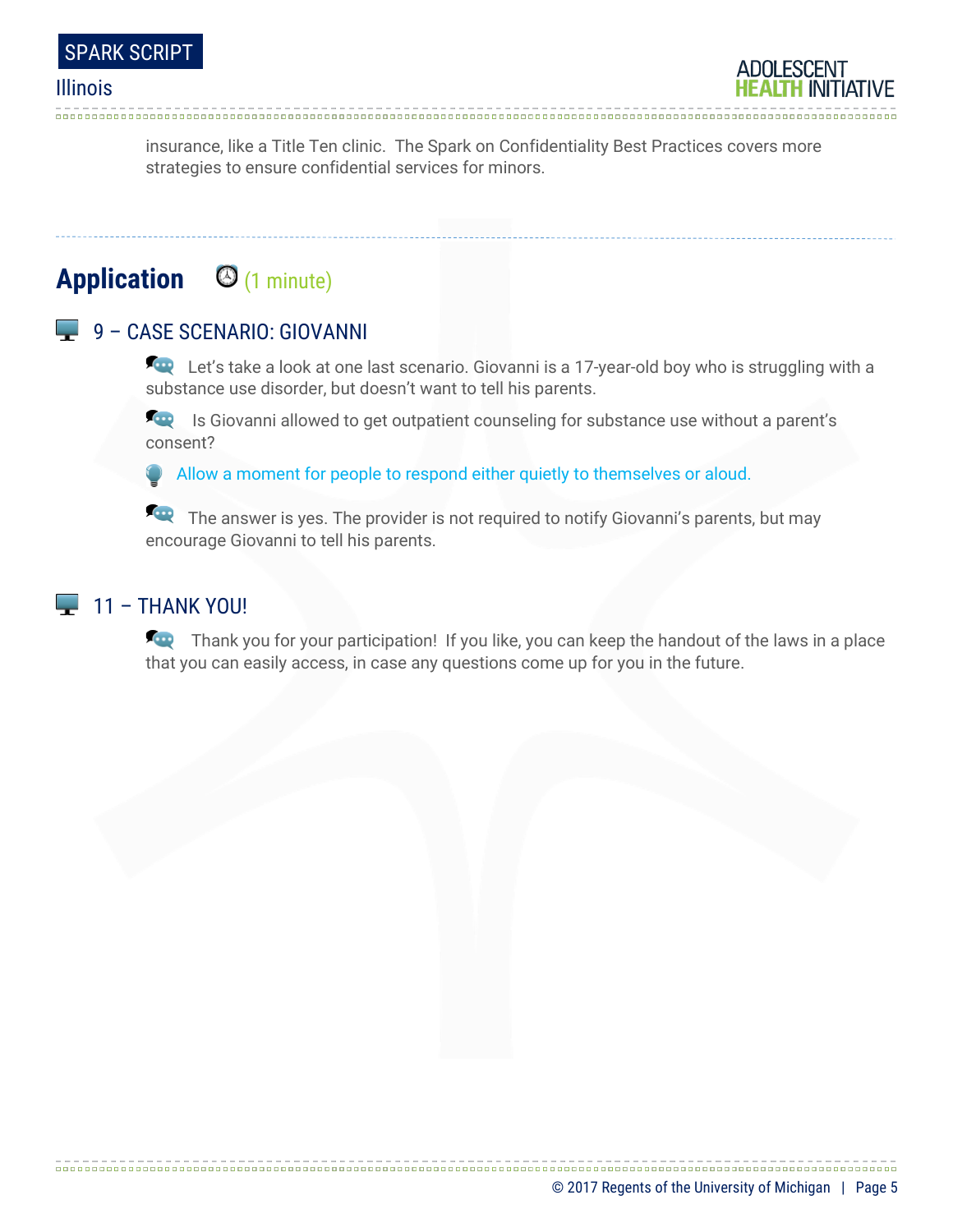insurance, like a Title Ten clinic. The Spark on Confidentiality Best Practices covers more strategies to ensure confidential services for minors.

## Application (1 minute)

### 9 – CASE SCENARIO: GIOVANNI

Let's take a look at one last scenario. Giovanni is a 17-year-old boy who is struggling with a substance use disorder, but doesn't want to tell his parents.

Is Giovanni allowed to get outpatient counseling for substance use without a parent's consent?

Allow a moment for people to respond either quietly to themselves or aloud.

The answer is yes. The provider is not required to notify Giovanni's parents, but may encourage Giovanni to tell his parents.

### 11 – THANK YOU!

Thank you for your participation! If you like, you can keep the handout of the laws in a place that you can easily access, in case any questions come up for you in the future.